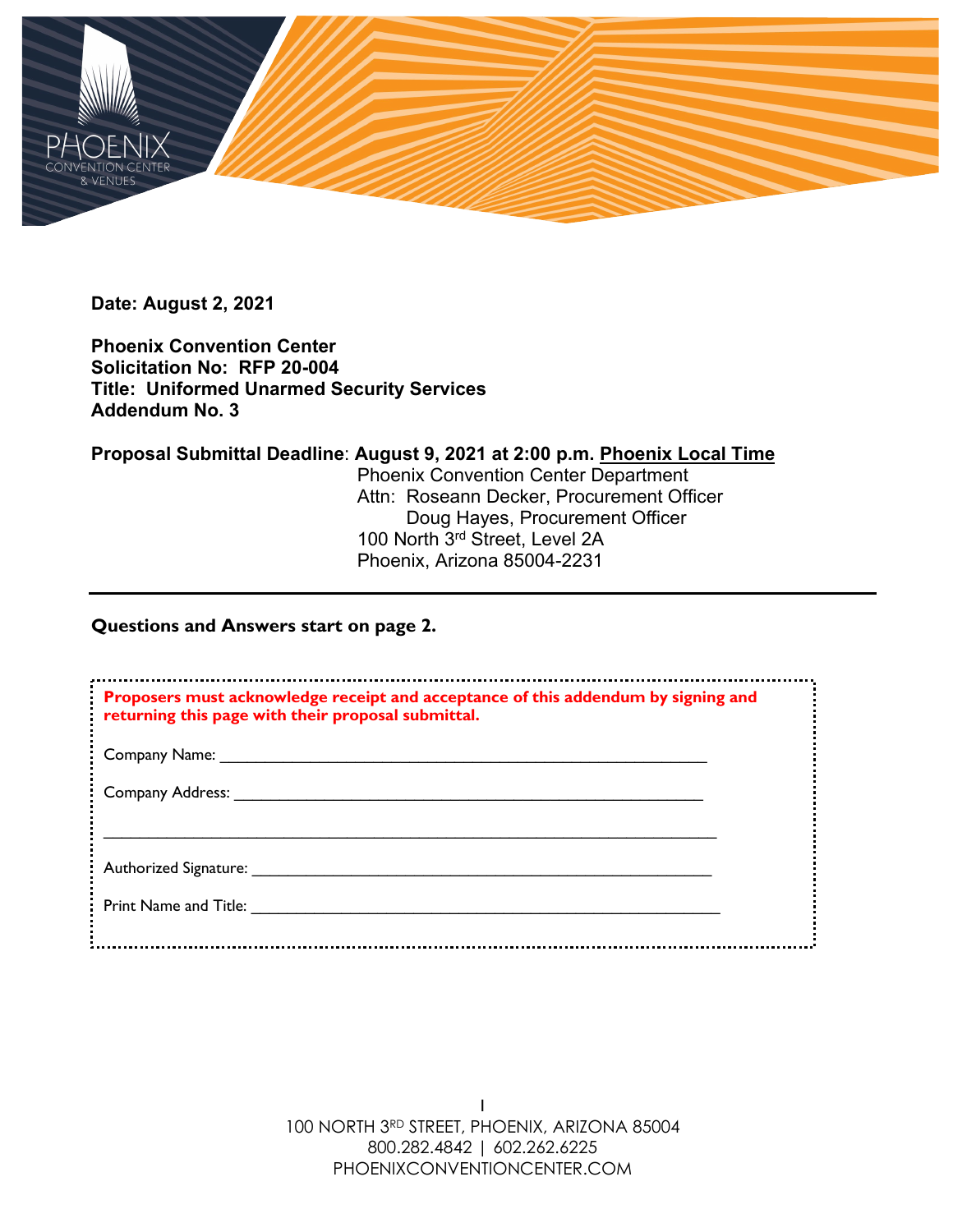**Date: August 2, 2021**

**Phoenix Convention Center**
**Solicitation No: RFP 20-004**
**Title: Uniformed Unarmed Security Services**
**Addendum No. 3**

**Proposal Submittal Deadline**: **August 9, 2021 at 2:00 p.m. Phoenix Local Time**
Phoenix Convention Center Department
Attn: Roseann Decker, Procurement Officer
Doug Hayes, Procurement Officer
100 North 3rd Street, Level 2A
Phoenix, Arizona 85004-2231

---

**Questions and Answers start on page 2.**

**Proposers must acknowledge receipt and acceptance of this addendum by signing and returning this page with their proposal submittal.**

Company Name: ______________________________________________

Company Address: ______________________________________________

______________________________________________

Authorized Signature: ______________________________________________

Print Name and Title: ______________________________________________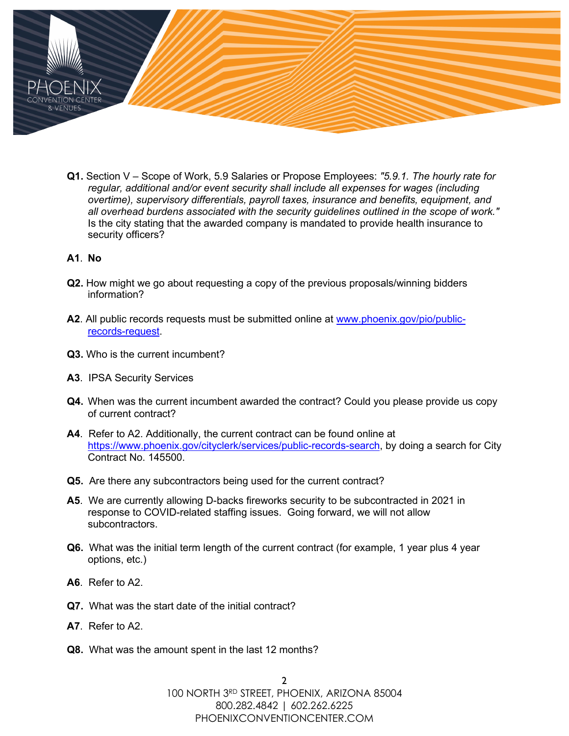**Q1.** Section V – Scope of Work, 5.9 Salaries or Propose Employees: *"5.9.1. The hourly rate for regular, additional and/or event security shall include all expenses for wages (including overtime), supervisory differentials, payroll taxes, insurance and benefits, equipment, and all overhead burdens associated with the security guidelines outlined in the scope of work."* Is the city stating that the awarded company is mandated to provide health insurance to security officers?

**A1**. **No**

**Q2.** How might we go about requesting a copy of the previous proposals/winning bidders information?

**A2**. All public records requests must be submitted online at [www.phoenix.gov/pio/public-records-request](www.phoenix.gov/pio/public-records-request).

**Q3.** Who is the current incumbent?

**A3**. IPSA Security Services

**Q4.** When was the current incumbent awarded the contract? Could you please provide us copy of current contract?

**A4**. Refer to A2. Additionally, the current contract can be found online at [https://www.phoenix.gov/cityclerk/services/public-records-search](https://www.phoenix.gov/cityclerk/services/public-records-search), by doing a search for City Contract No. 145500.

**Q5.** Are there any subcontractors being used for the current contract?

**A5**. We are currently allowing D-backs fireworks security to be subcontracted in 2021 in response to COVID-related staffing issues. Going forward, we will not allow subcontractors.

**Q6.** What was the initial term length of the current contract (for example, 1 year plus 4 year options, etc.)

**A6**. Refer to A2.

**Q7.** What was the start date of the initial contract?

**A7**. Refer to A2.

**Q8.** What was the amount spent in the last 12 months?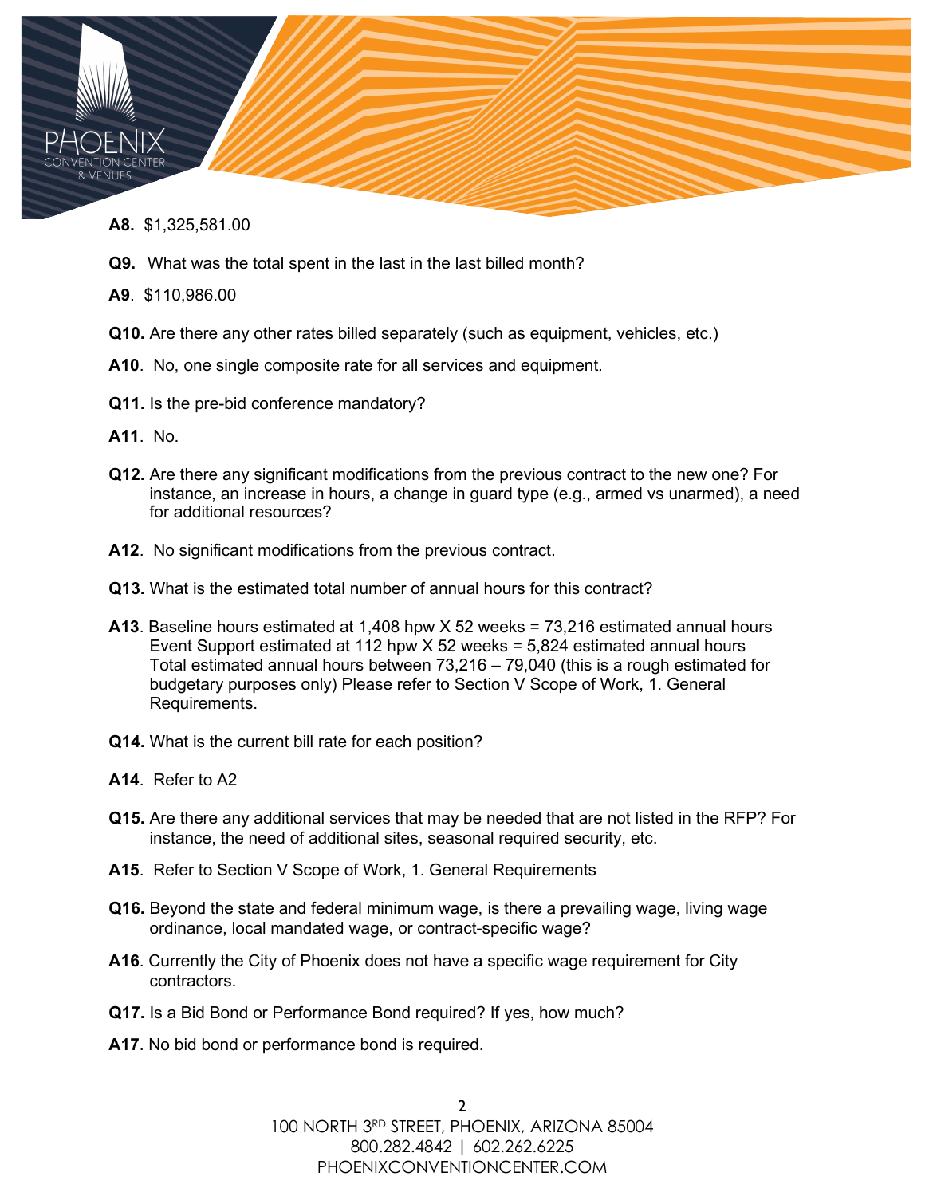**A8.** $1,325,581.00

**Q9.** What was the total spent in the last in the last billed month?

**A9**. $110,986.00

**Q10.** Are there any other rates billed separately (such as equipment, vehicles, etc.)

**A10**. No, one single composite rate for all services and equipment.

**Q11.** Is the pre-bid conference mandatory?

**A11**. No.

**Q12.** Are there any significant modifications from the previous contract to the new one? For instance, an increase in hours, a change in guard type (e.g., armed vs unarmed), a need for additional resources?

**A12**. No significant modifications from the previous contract.

**Q13.** What is the estimated total number of annual hours for this contract?

**A13**. Baseline hours estimated at 1,408 hpw X 52 weeks = 73,216 estimated annual hours
Event Support estimated at 112 hpw X 52 weeks = 5,824 estimated annual hours
Total estimated annual hours between 73,216 – 79,040 (this is a rough estimated for budgetary purposes only) Please refer to Section V Scope of Work, 1. General Requirements.

**Q14.** What is the current bill rate for each position?

**A14**. Refer to A2

**Q15.** Are there any additional services that may be needed that are not listed in the RFP? For instance, the need of additional sites, seasonal required security, etc.

**A15**. Refer to Section V Scope of Work, 1. General Requirements

**Q16.** Beyond the state and federal minimum wage, is there a prevailing wage, living wage ordinance, local mandated wage, or contract-specific wage?

**A16**. Currently the City of Phoenix does not have a specific wage requirement for City contractors.

**Q17.** Is a Bid Bond or Performance Bond required? If yes, how much?

**A17**. No bid bond or performance bond is required.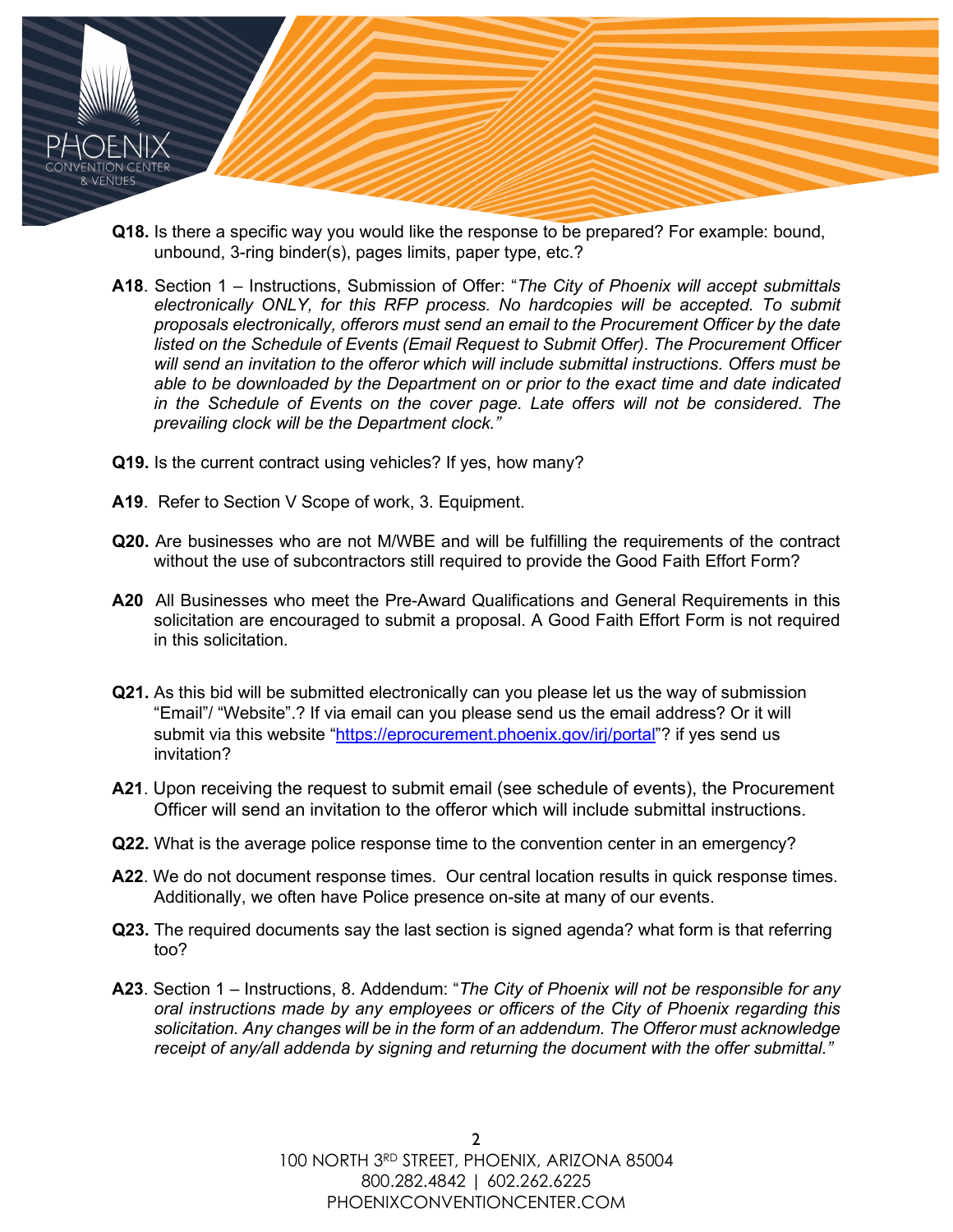**Q18.** Is there a specific way you would like the response to be prepared? For example: bound, unbound, 3-ring binder(s), pages limits, paper type, etc.?

**A18**. Section 1 – Instructions, Submission of Offer: "*The City of Phoenix will accept submittals electronically ONLY, for this RFP process. No hardcopies will be accepted. To submit proposals electronically, offerors must send an email to the Procurement Officer by the date listed on the Schedule of Events (Email Request to Submit Offer). The Procurement Officer will send an invitation to the offeror which will include submittal instructions. Offers must be able to be downloaded by the Department on or prior to the exact time and date indicated in the Schedule of Events on the cover page. Late offers will not be considered. The prevailing clock will be the Department clock.*"

**Q19.** Is the current contract using vehicles? If yes, how many?

**A19**. Refer to Section V Scope of work, 3. Equipment.

**Q20.** Are businesses who are not M/WBE and will be fulfilling the requirements of the contract without the use of subcontractors still required to provide the Good Faith Effort Form?

**A20** All Businesses who meet the Pre-Award Qualifications and General Requirements in this solicitation are encouraged to submit a proposal. A Good Faith Effort Form is not required in this solicitation.

**Q21.** As this bid will be submitted electronically can you please let us the way of submission "Email"/ "Website".? If via email can you please send us the email address? Or it will submit via this website "https://eprocurement.phoenix.gov/irj/portal"? if yes send us invitation?

**A21**. Upon receiving the request to submit email (see schedule of events), the Procurement Officer will send an invitation to the offeror which will include submittal instructions.

**Q22.** What is the average police response time to the convention center in an emergency?

**A22**. We do not document response times. Our central location results in quick response times. Additionally, we often have Police presence on-site at many of our events.

**Q23.** The required documents say the last section is signed agenda? what form is that referring too?

**A23**. Section 1 – Instructions, 8. Addendum: "*The City of Phoenix will not be responsible for any oral instructions made by any employees or officers of the City of Phoenix regarding this solicitation. Any changes will be in the form of an addendum. The Offeror must acknowledge receipt of any/all addenda by signing and returning the document with the offer submittal.*"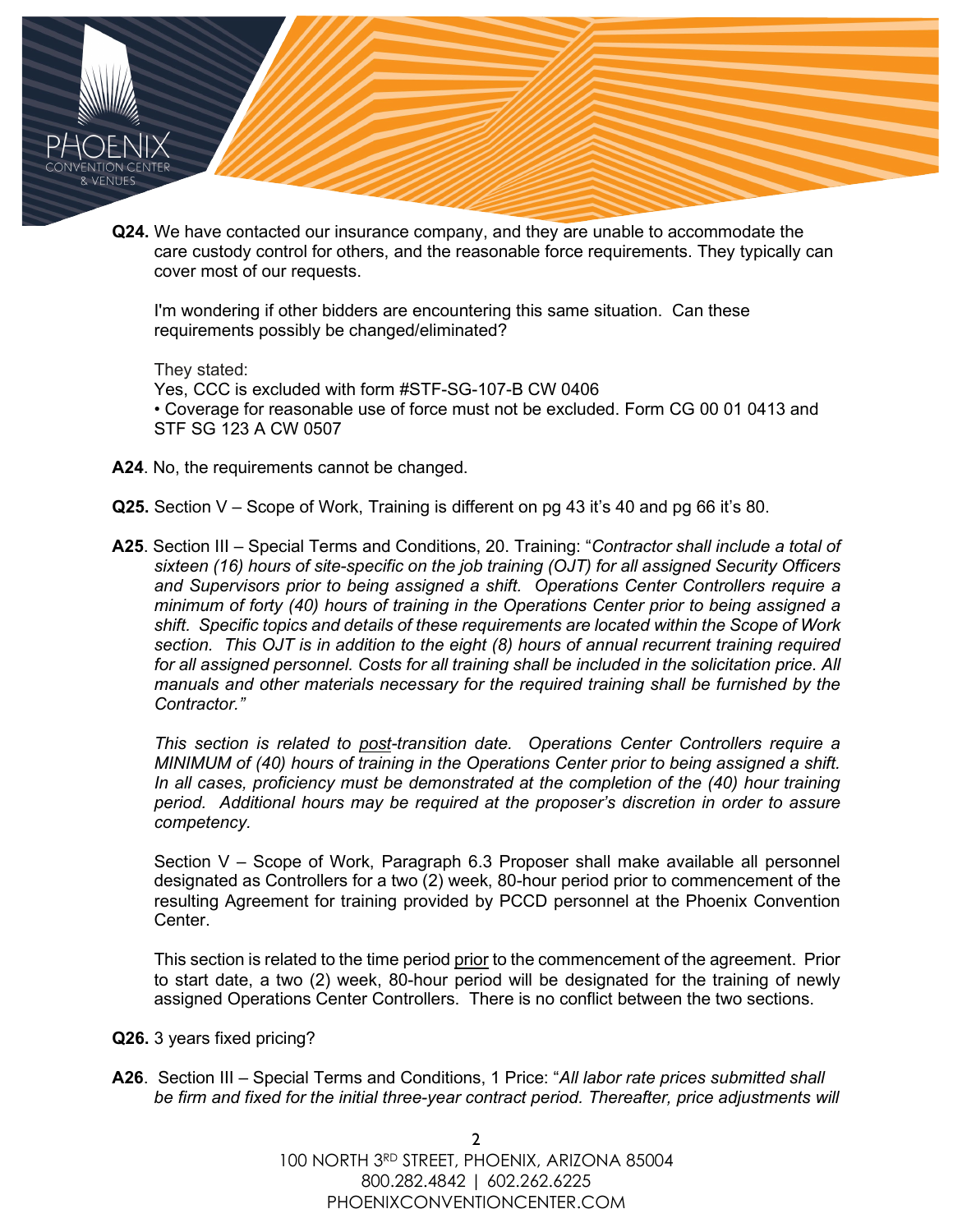**Q24.** We have contacted our insurance company, and they are unable to accommodate the care custody control for others, and the reasonable force requirements. They typically can cover most of our requests.

I'm wondering if other bidders are encountering this same situation. Can these requirements possibly be changed/eliminated?

They stated:
Yes, CCC is excluded with form #STF-SG-107-B CW 0406
• Coverage for reasonable use of force must not be excluded. Form CG 00 01 0413 and STF SG 123 A CW 0507

**A24**. No, the requirements cannot be changed.

**Q25.** Section V – Scope of Work, Training is different on pg 43 it's 40 and pg 66 it's 80.

**A25**. Section III – Special Terms and Conditions, 20. Training: "*Contractor shall include a total of sixteen (16) hours of site-specific on the job training (OJT) for all assigned Security Officers and Supervisors prior to being assigned a shift. Operations Center Controllers require a minimum of forty (40) hours of training in the Operations Center prior to being assigned a shift. Specific topics and details of these requirements are located within the Scope of Work section. This OJT is in addition to the eight (8) hours of annual recurrent training required for all assigned personnel. Costs for all training shall be included in the solicitation price. All manuals and other materials necessary for the required training shall be furnished by the Contractor.*"

*This section is related to <u>post</u>-transition date. Operations Center Controllers require a MINIMUM of (40) hours of training in the Operations Center prior to being assigned a shift. In all cases, proficiency must be demonstrated at the completion of the (40) hour training period. Additional hours may be required at the proposer's discretion in order to assure competency.*

Section V – Scope of Work, Paragraph 6.3 Proposer shall make available all personnel designated as Controllers for a two (2) week, 80-hour period prior to commencement of the resulting Agreement for training provided by PCCD personnel at the Phoenix Convention Center.

This section is related to the time period <u>prior</u> to the commencement of the agreement. Prior to start date, a two (2) week, 80-hour period will be designated for the training of newly assigned Operations Center Controllers. There is no conflict between the two sections.

**Q26.** 3 years fixed pricing?

**A26**. Section III – Special Terms and Conditions, 1 Price: "*All labor rate prices submitted shall be firm and fixed for the initial three-year contract period. Thereafter, price adjustments will*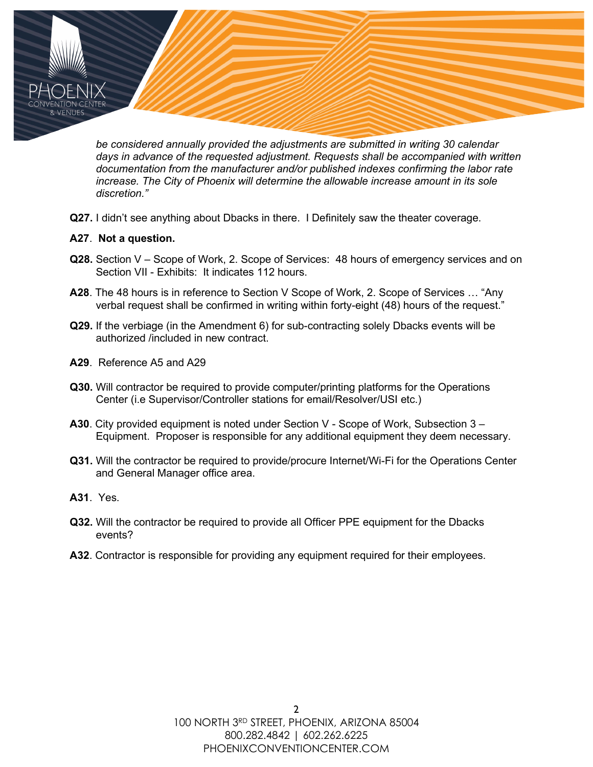*be considered annually provided the adjustments are submitted in writing 30 calendar days in advance of the requested adjustment. Requests shall be accompanied with written documentation from the manufacturer and/or published indexes confirming the labor rate increase. The City of Phoenix will determine the allowable increase amount in its sole discretion."*

**Q27.** I didn't see anything about Dbacks in there. I Definitely saw the theater coverage.

**A27**. **Not a question.**

**Q28.** Section V – Scope of Work, 2. Scope of Services: 48 hours of emergency services and on Section VII - Exhibits: It indicates 112 hours.

**A28**. The 48 hours is in reference to Section V Scope of Work, 2. Scope of Services … "Any verbal request shall be confirmed in writing within forty-eight (48) hours of the request."

**Q29.** If the verbiage (in the Amendment 6) for sub-contracting solely Dbacks events will be authorized /included in new contract.

**A29**. Reference A5 and A29

**Q30.** Will contractor be required to provide computer/printing platforms for the Operations Center (i.e Supervisor/Controller stations for email/Resolver/USI etc.)

**A30**. City provided equipment is noted under Section V - Scope of Work, Subsection 3 – Equipment. Proposer is responsible for any additional equipment they deem necessary.

**Q31.** Will the contractor be required to provide/procure Internet/Wi-Fi for the Operations Center and General Manager office area.

**A31**. Yes.

**Q32.** Will the contractor be required to provide all Officer PPE equipment for the Dbacks events?

**A32**. Contractor is responsible for providing any equipment required for their employees.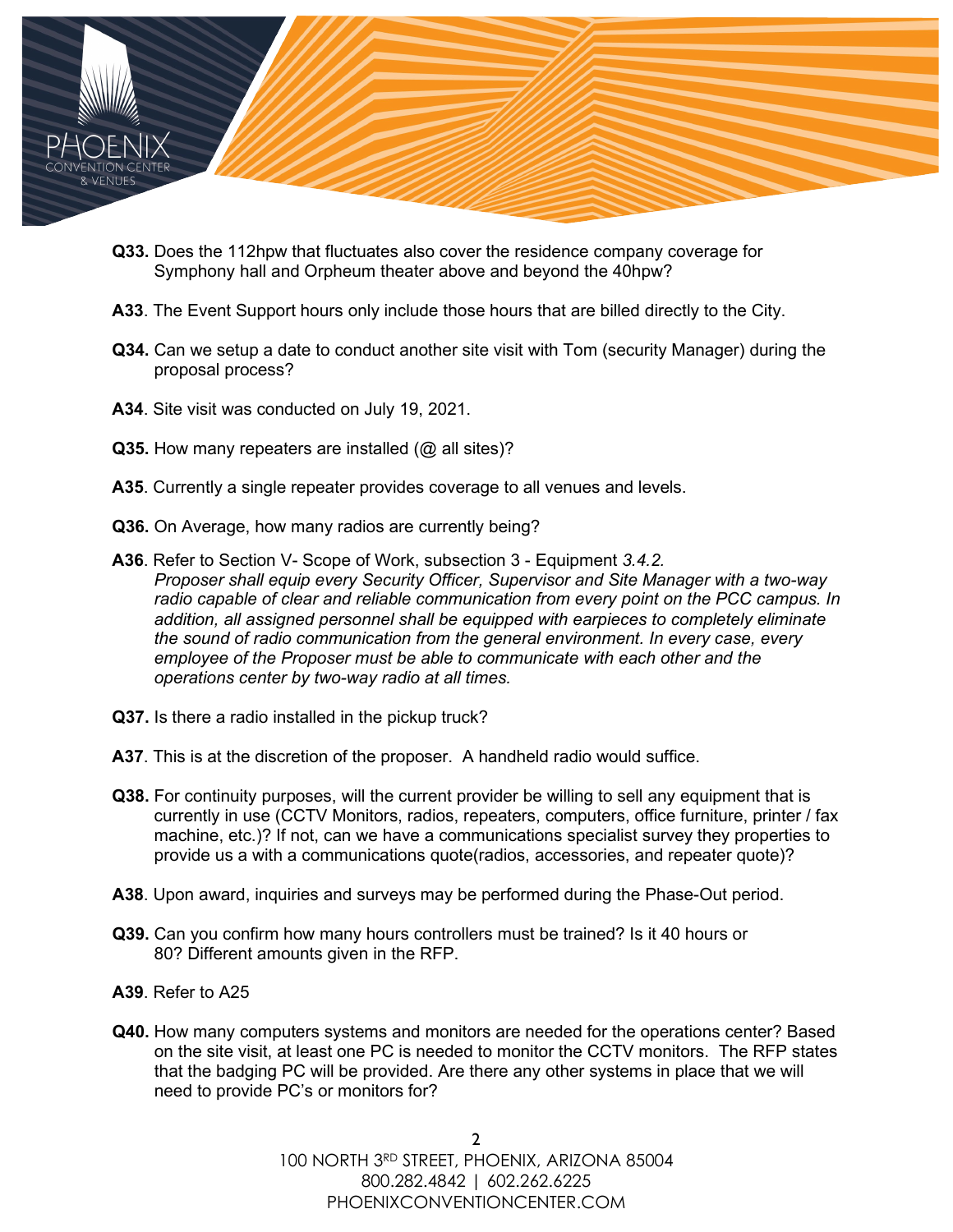**Q33.** Does the 112hpw that fluctuates also cover the residence company coverage for Symphony hall and Orpheum theater above and beyond the 40hpw?

**A33**. The Event Support hours only include those hours that are billed directly to the City.

**Q34.** Can we setup a date to conduct another site visit with Tom (security Manager) during the proposal process?

**A34**. Site visit was conducted on July 19, 2021.

**Q35.** How many repeaters are installed (@ all sites)?

**A35**. Currently a single repeater provides coverage to all venues and levels.

**Q36.** On Average, how many radios are currently being?

**A36**. Refer to Section V- Scope of Work, subsection 3 - Equipment *3.4.2. Proposer shall equip every Security Officer, Supervisor and Site Manager with a two-way radio capable of clear and reliable communication from every point on the PCC campus. In addition, all assigned personnel shall be equipped with earpieces to completely eliminate the sound of radio communication from the general environment. In every case, every employee of the Proposer must be able to communicate with each other and the operations center by two-way radio at all times.*

**Q37.** Is there a radio installed in the pickup truck?

**A37**. This is at the discretion of the proposer. A handheld radio would suffice.

**Q38.** For continuity purposes, will the current provider be willing to sell any equipment that is currently in use (CCTV Monitors, radios, repeaters, computers, office furniture, printer / fax machine, etc.)? If not, can we have a communications specialist survey they properties to provide us a with a communications quote(radios, accessories, and repeater quote)?

**A38**. Upon award, inquiries and surveys may be performed during the Phase-Out period.

**Q39.** Can you confirm how many hours controllers must be trained? Is it 40 hours or 80? Different amounts given in the RFP.

**A39**. Refer to A25

**Q40.** How many computers systems and monitors are needed for the operations center? Based on the site visit, at least one PC is needed to monitor the CCTV monitors. The RFP states that the badging PC will be provided. Are there any other systems in place that we will need to provide PC's or monitors for?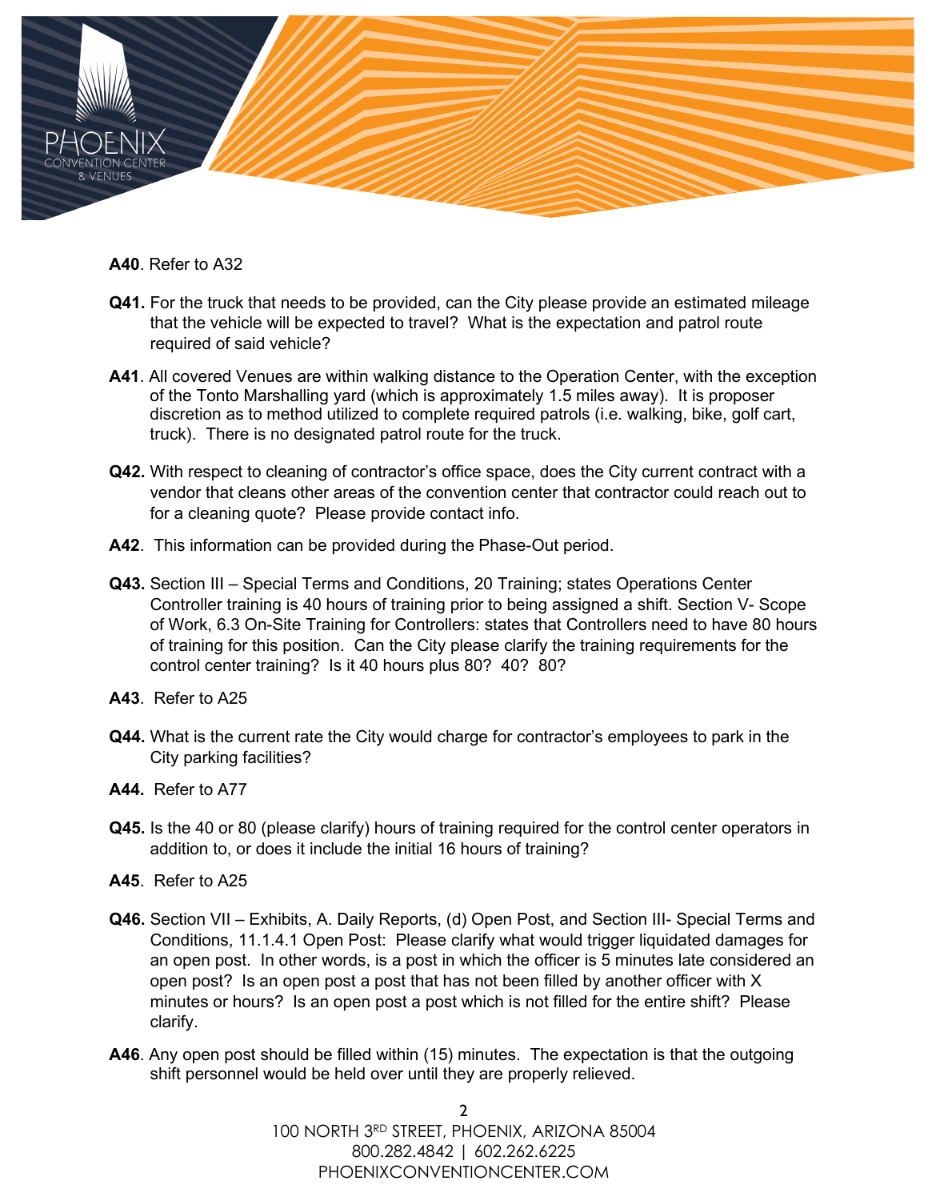**A40**. Refer to A32

**Q41.** For the truck that needs to be provided, can the City please provide an estimated mileage that the vehicle will be expected to travel? What is the expectation and patrol route required of said vehicle?

**A41**. All covered Venues are within walking distance to the Operation Center, with the exception of the Tonto Marshalling yard (which is approximately 1.5 miles away). It is proposer discretion as to method utilized to complete required patrols (i.e. walking, bike, golf cart, truck). There is no designated patrol route for the truck.

**Q42.** With respect to cleaning of contractor's office space, does the City current contract with a vendor that cleans other areas of the convention center that contractor could reach out to for a cleaning quote? Please provide contact info.

**A42**. This information can be provided during the Phase-Out period.

**Q43.** Section III – Special Terms and Conditions, 20 Training; states Operations Center Controller training is 40 hours of training prior to being assigned a shift. Section V- Scope of Work, 6.3 On-Site Training for Controllers: states that Controllers need to have 80 hours of training for this position. Can the City please clarify the training requirements for the control center training? Is it 40 hours plus 80? 40? 80?

**A43**. Refer to A25

**Q44.** What is the current rate the City would charge for contractor's employees to park in the City parking facilities?

**A44.** Refer to A77

**Q45.** Is the 40 or 80 (please clarify) hours of training required for the control center operators in addition to, or does it include the initial 16 hours of training?

**A45**. Refer to A25

**Q46.** Section VII – Exhibits, A. Daily Reports, (d) Open Post, and Section III- Special Terms and Conditions, 11.1.4.1 Open Post: Please clarify what would trigger liquidated damages for an open post. In other words, is a post in which the officer is 5 minutes late considered an open post? Is an open post a post that has not been filled by another officer with X minutes or hours? Is an open post a post which is not filled for the entire shift? Please clarify.

**A46**. Any open post should be filled within (15) minutes. The expectation is that the outgoing shift personnel would be held over until they are properly relieved.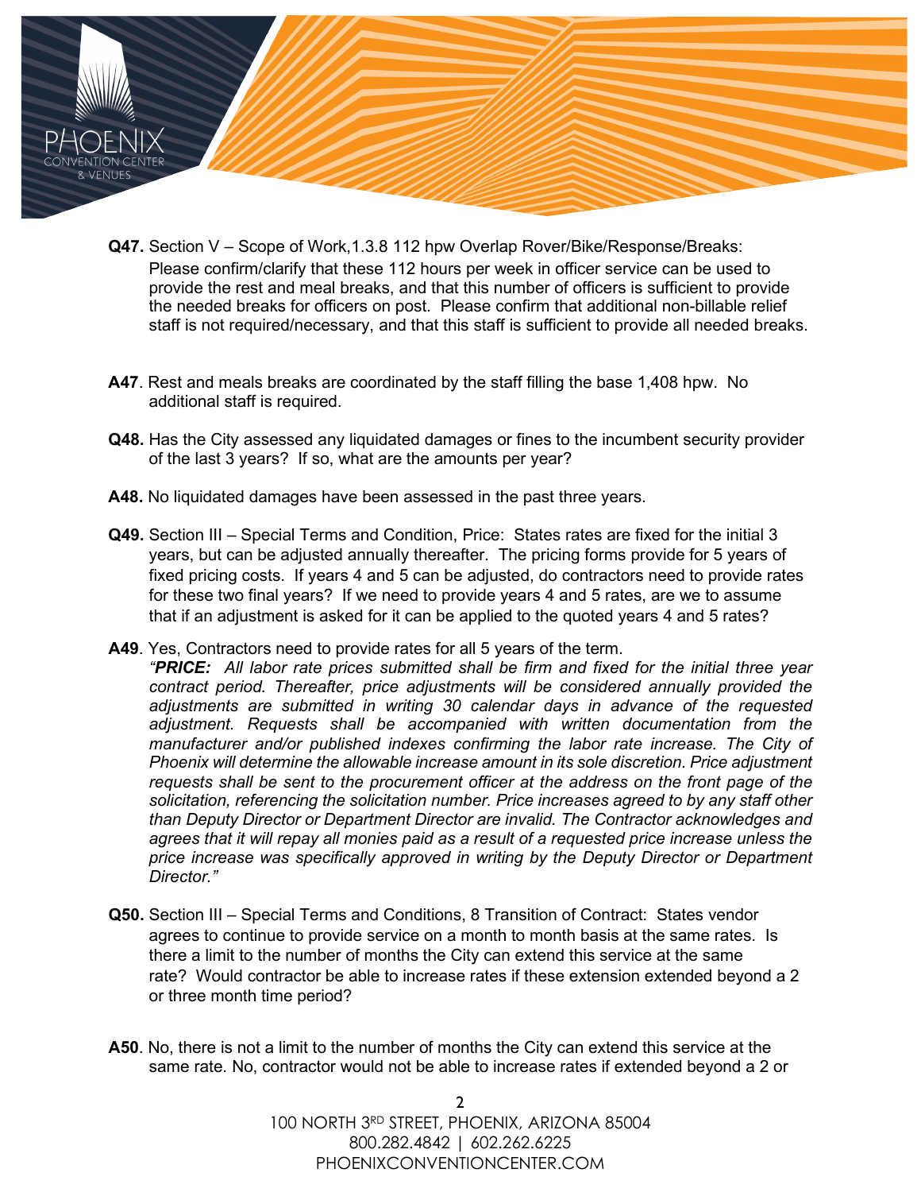**Q47.** Section V – Scope of Work,1.3.8 112 hpw Overlap Rover/Bike/Response/Breaks: Please confirm/clarify that these 112 hours per week in officer service can be used to provide the rest and meal breaks, and that this number of officers is sufficient to provide the needed breaks for officers on post. Please confirm that additional non-billable relief staff is not required/necessary, and that this staff is sufficient to provide all needed breaks.

**A47**. Rest and meals breaks are coordinated by the staff filling the base 1,408 hpw. No additional staff is required.

**Q48.** Has the City assessed any liquidated damages or fines to the incumbent security provider of the last 3 years? If so, what are the amounts per year?

**A48.** No liquidated damages have been assessed in the past three years.

**Q49.** Section III – Special Terms and Condition, Price: States rates are fixed for the initial 3 years, but can be adjusted annually thereafter. The pricing forms provide for 5 years of fixed pricing costs. If years 4 and 5 can be adjusted, do contractors need to provide rates for these two final years? If we need to provide years 4 and 5 rates, are we to assume that if an adjustment is asked for it can be applied to the quoted years 4 and 5 rates?

**A49**. Yes, Contractors need to provide rates for all 5 years of the term.
*"**PRICE:** All labor rate prices submitted shall be firm and fixed for the initial three year contract period. Thereafter, price adjustments will be considered annually provided the adjustments are submitted in writing 30 calendar days in advance of the requested adjustment. Requests shall be accompanied with written documentation from the manufacturer and/or published indexes confirming the labor rate increase. The City of Phoenix will determine the allowable increase amount in its sole discretion. Price adjustment requests shall be sent to the procurement officer at the address on the front page of the solicitation, referencing the solicitation number. Price increases agreed to by any staff other than Deputy Director or Department Director are invalid. The Contractor acknowledges and agrees that it will repay all monies paid as a result of a requested price increase unless the price increase was specifically approved in writing by the Deputy Director or Department Director."*

**Q50.** Section III – Special Terms and Conditions, 8 Transition of Contract: States vendor agrees to continue to provide service on a month to month basis at the same rates. Is there a limit to the number of months the City can extend this service at the same rate? Would contractor be able to increase rates if these extension extended beyond a 2 or three month time period?

**A50**. No, there is not a limit to the number of months the City can extend this service at the same rate. No, contractor would not be able to increase rates if extended beyond a 2 or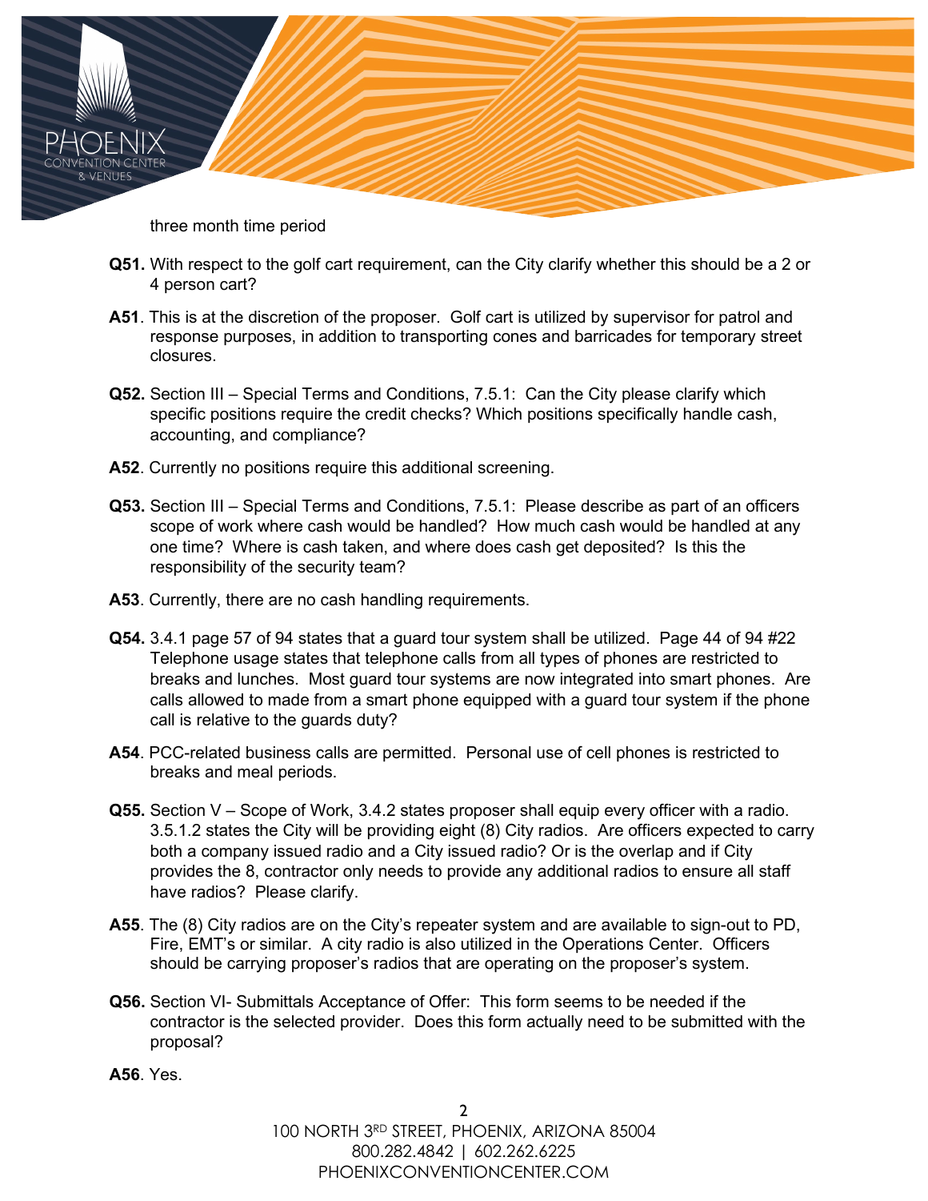three month time period

**Q51.** With respect to the golf cart requirement, can the City clarify whether this should be a 2 or 4 person cart?

**A51**. This is at the discretion of the proposer. Golf cart is utilized by supervisor for patrol and response purposes, in addition to transporting cones and barricades for temporary street closures.

**Q52.** Section III – Special Terms and Conditions, 7.5.1: Can the City please clarify which specific positions require the credit checks? Which positions specifically handle cash, accounting, and compliance?

**A52**. Currently no positions require this additional screening.

**Q53.** Section III – Special Terms and Conditions, 7.5.1: Please describe as part of an officers scope of work where cash would be handled? How much cash would be handled at any one time? Where is cash taken, and where does cash get deposited? Is this the responsibility of the security team?

**A53**. Currently, there are no cash handling requirements.

**Q54.** 3.4.1 page 57 of 94 states that a guard tour system shall be utilized. Page 44 of 94 #22 Telephone usage states that telephone calls from all types of phones are restricted to breaks and lunches. Most guard tour systems are now integrated into smart phones. Are calls allowed to made from a smart phone equipped with a guard tour system if the phone call is relative to the guards duty?

**A54**. PCC-related business calls are permitted. Personal use of cell phones is restricted to breaks and meal periods.

**Q55.** Section V – Scope of Work, 3.4.2 states proposer shall equip every officer with a radio. 3.5.1.2 states the City will be providing eight (8) City radios. Are officers expected to carry both a company issued radio and a City issued radio? Or is the overlap and if City provides the 8, contractor only needs to provide any additional radios to ensure all staff have radios? Please clarify.

**A55**. The (8) City radios are on the City's repeater system and are available to sign-out to PD, Fire, EMT's or similar. A city radio is also utilized in the Operations Center. Officers should be carrying proposer's radios that are operating on the proposer's system.

**Q56.** Section VI- Submittals Acceptance of Offer: This form seems to be needed if the contractor is the selected provider. Does this form actually need to be submitted with the proposal?

**A56**. Yes.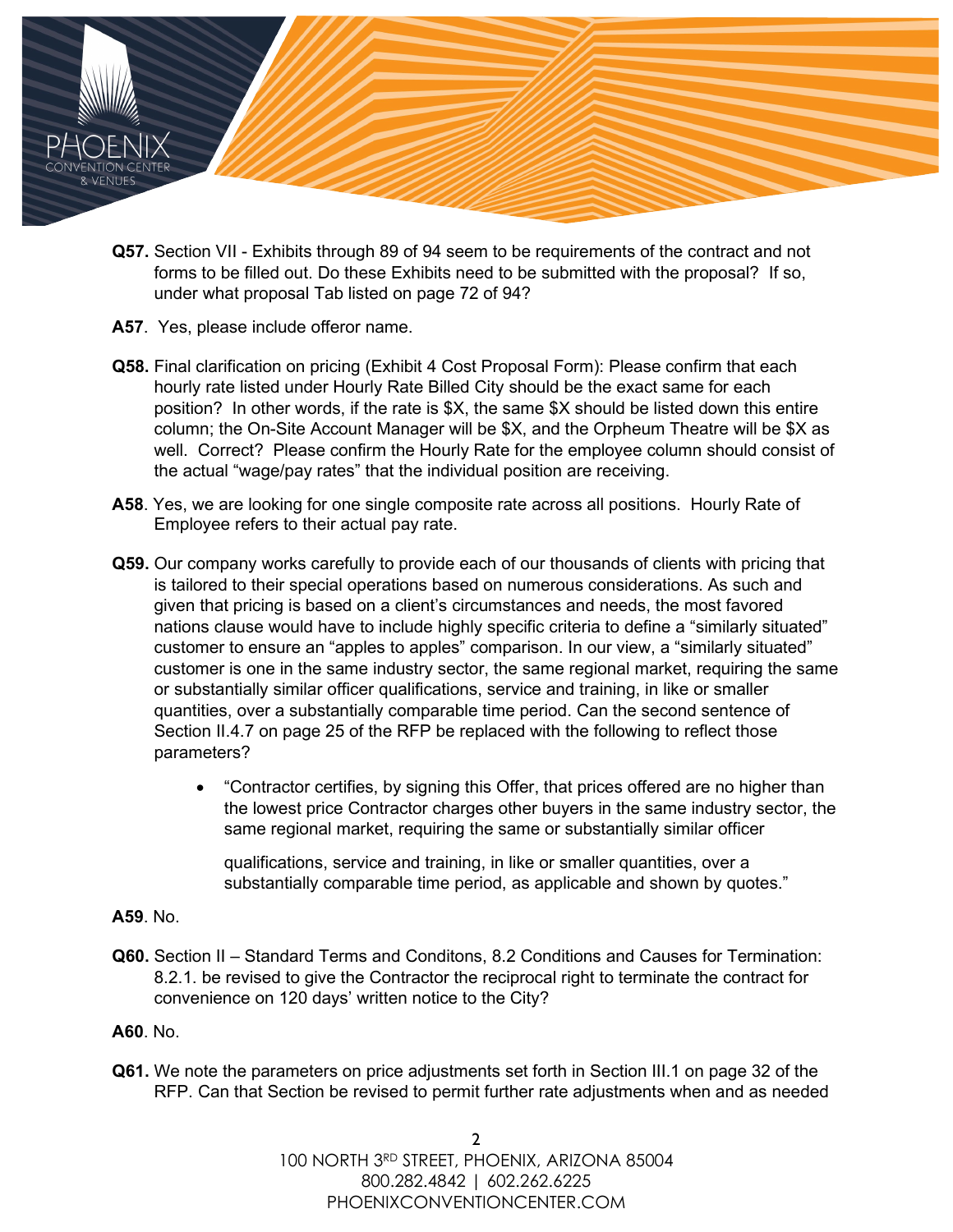**Q57.** Section VII - Exhibits through 89 of 94 seem to be requirements of the contract and not forms to be filled out. Do these Exhibits need to be submitted with the proposal? If so, under what proposal Tab listed on page 72 of 94?

**A57**. Yes, please include offeror name.

**Q58.** Final clarification on pricing (Exhibit 4 Cost Proposal Form): Please confirm that each hourly rate listed under Hourly Rate Billed City should be the exact same for each position? In other words, if the rate is $X, the same $X should be listed down this entire column; the On-Site Account Manager will be $X, and the Orpheum Theatre will be $X as well. Correct? Please confirm the Hourly Rate for the employee column should consist of the actual "wage/pay rates" that the individual position are receiving.

**A58**. Yes, we are looking for one single composite rate across all positions. Hourly Rate of Employee refers to their actual pay rate.

**Q59.** Our company works carefully to provide each of our thousands of clients with pricing that is tailored to their special operations based on numerous considerations. As such and given that pricing is based on a client's circumstances and needs, the most favored nations clause would have to include highly specific criteria to define a "similarly situated" customer to ensure an "apples to apples" comparison. In our view, a "similarly situated" customer is one in the same industry sector, the same regional market, requiring the same or substantially similar officer qualifications, service and training, in like or smaller quantities, over a substantially comparable time period. Can the second sentence of Section II.4.7 on page 25 of the RFP be replaced with the following to reflect those parameters?

- "Contractor certifies, by signing this Offer, that prices offered are no higher than the lowest price Contractor charges other buyers in the same industry sector, the same regional market, requiring the same or substantially similar officer qualifications, service and training, in like or smaller quantities, over a substantially comparable time period, as applicable and shown by quotes."

**A59**. No.

**Q60.** Section II – Standard Terms and Conditons, 8.2 Conditions and Causes for Termination: 8.2.1. be revised to give the Contractor the reciprocal right to terminate the contract for convenience on 120 days' written notice to the City?

**A60**. No.

**Q61.** We note the parameters on price adjustments set forth in Section III.1 on page 32 of the RFP. Can that Section be revised to permit further rate adjustments when and as needed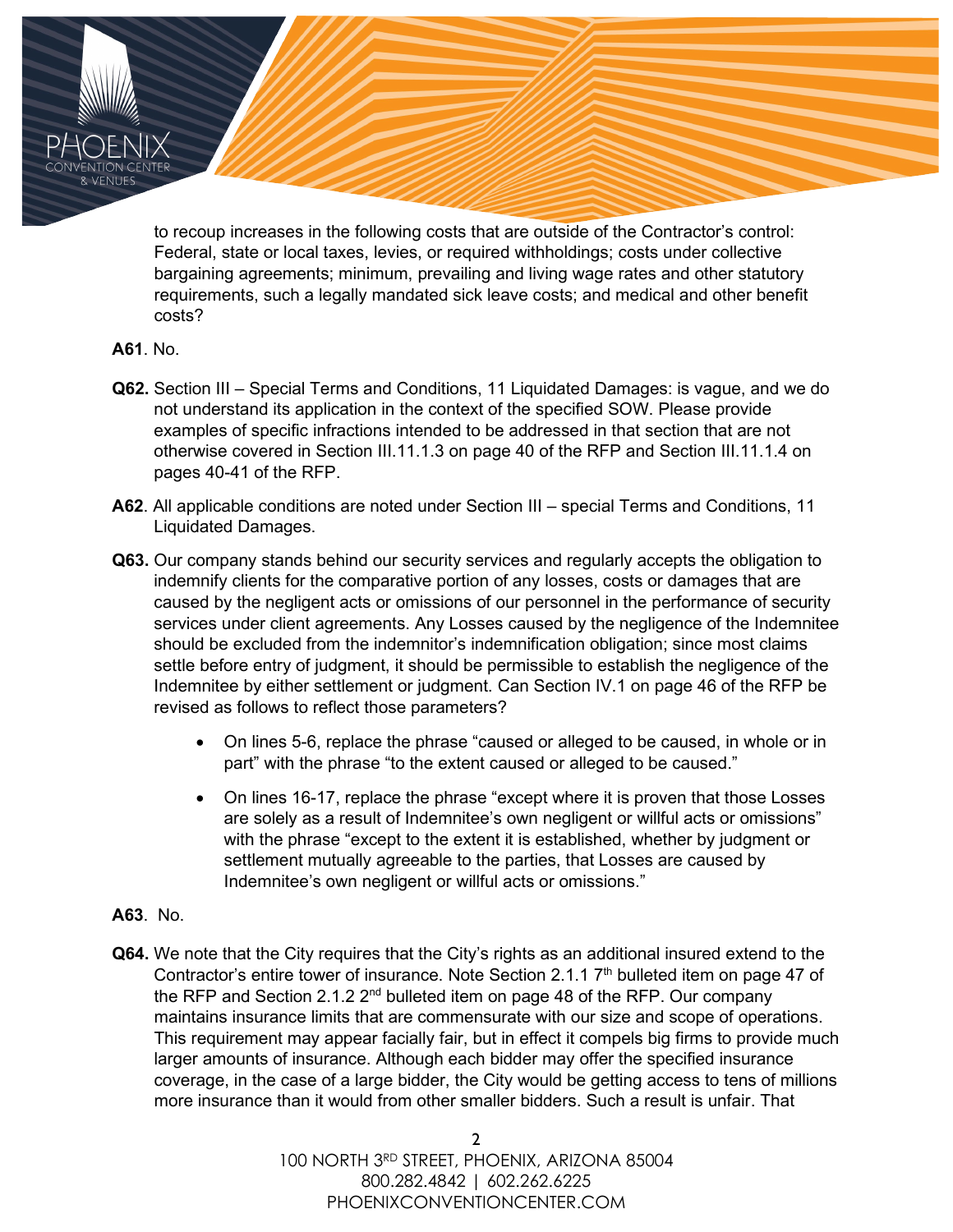to recoup increases in the following costs that are outside of the Contractor's control: Federal, state or local taxes, levies, or required withholdings; costs under collective bargaining agreements; minimum, prevailing and living wage rates and other statutory requirements, such a legally mandated sick leave costs; and medical and other benefit costs?

**A61**. No.

**Q62.** Section III – Special Terms and Conditions, 11 Liquidated Damages: is vague, and we do not understand its application in the context of the specified SOW. Please provide examples of specific infractions intended to be addressed in that section that are not otherwise covered in Section III.11.1.3 on page 40 of the RFP and Section III.11.1.4 on pages 40-41 of the RFP.

**A62**. All applicable conditions are noted under Section III – special Terms and Conditions, 11 Liquidated Damages.

**Q63.** Our company stands behind our security services and regularly accepts the obligation to indemnify clients for the comparative portion of any losses, costs or damages that are caused by the negligent acts or omissions of our personnel in the performance of security services under client agreements. Any Losses caused by the negligence of the Indemnitee should be excluded from the indemnitor's indemnification obligation; since most claims settle before entry of judgment, it should be permissible to establish the negligence of the Indemnitee by either settlement or judgment. Can Section IV.1 on page 46 of the RFP be revised as follows to reflect those parameters?

- On lines 5-6, replace the phrase "caused or alleged to be caused, in whole or in part" with the phrase "to the extent caused or alleged to be caused."
- On lines 16-17, replace the phrase "except where it is proven that those Losses are solely as a result of Indemnitee's own negligent or willful acts or omissions" with the phrase "except to the extent it is established, whether by judgment or settlement mutually agreeable to the parties, that Losses are caused by Indemnitee's own negligent or willful acts or omissions."

**A63**. No.

**Q64.** We note that the City requires that the City's rights as an additional insured extend to the Contractor's entire tower of insurance. Note Section 2.1.1 7th bulleted item on page 47 of the RFP and Section 2.1.2 2nd bulleted item on page 48 of the RFP. Our company maintains insurance limits that are commensurate with our size and scope of operations. This requirement may appear facially fair, but in effect it compels big firms to provide much larger amounts of insurance. Although each bidder may offer the specified insurance coverage, in the case of a large bidder, the City would be getting access to tens of millions more insurance than it would from other smaller bidders. Such a result is unfair. That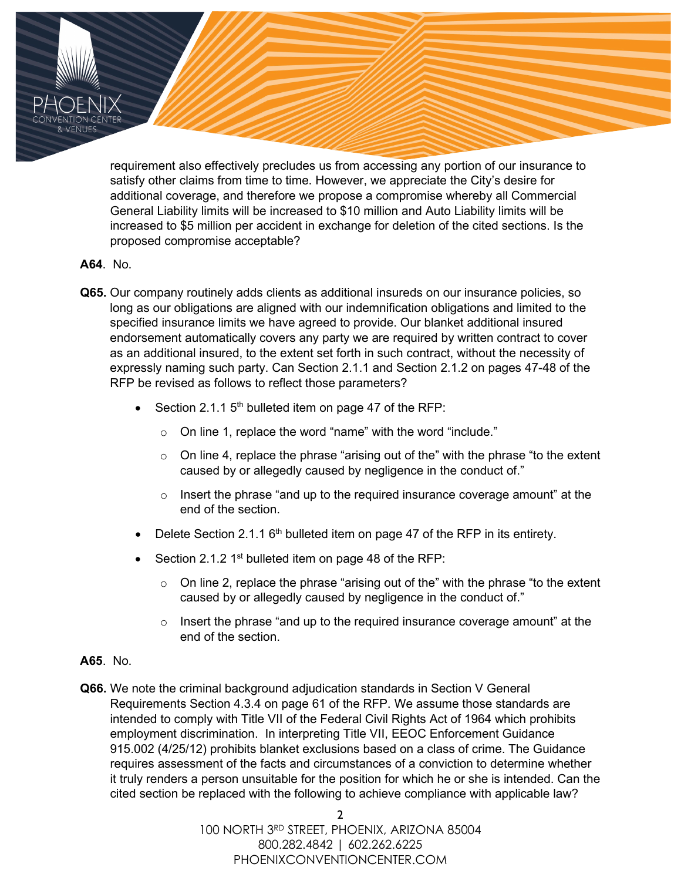requirement also effectively precludes us from accessing any portion of our insurance to satisfy other claims from time to time. However, we appreciate the City's desire for additional coverage, and therefore we propose a compromise whereby all Commercial General Liability limits will be increased to $10 million and Auto Liability limits will be increased to $5 million per accident in exchange for deletion of the cited sections. Is the proposed compromise acceptable?

**A64**. No.

**Q65.** Our company routinely adds clients as additional insureds on our insurance policies, so long as our obligations are aligned with our indemnification obligations and limited to the specified insurance limits we have agreed to provide. Our blanket additional insured endorsement automatically covers any party we are required by written contract to cover as an additional insured, to the extent set forth in such contract, without the necessity of expressly naming such party. Can Section 2.1.1 and Section 2.1.2 on pages 47-48 of the RFP be revised as follows to reflect those parameters?

- Section 2.1.1 5th bulleted item on page 47 of the RFP:
  - On line 1, replace the word "name" with the word "include."
  - On line 4, replace the phrase "arising out of the" with the phrase "to the extent caused by or allegedly caused by negligence in the conduct of."
  - Insert the phrase "and up to the required insurance coverage amount" at the end of the section.
- Delete Section 2.1.1 6th bulleted item on page 47 of the RFP in its entirety.
- Section 2.1.2 1st bulleted item on page 48 of the RFP:
  - On line 2, replace the phrase "arising out of the" with the phrase "to the extent caused by or allegedly caused by negligence in the conduct of."
  - Insert the phrase "and up to the required insurance coverage amount" at the end of the section.

**A65**. No.

**Q66.** We note the criminal background adjudication standards in Section V General Requirements Section 4.3.4 on page 61 of the RFP. We assume those standards are intended to comply with Title VII of the Federal Civil Rights Act of 1964 which prohibits employment discrimination. In interpreting Title VII, EEOC Enforcement Guidance 915.002 (4/25/12) prohibits blanket exclusions based on a class of crime. The Guidance requires assessment of the facts and circumstances of a conviction to determine whether it truly renders a person unsuitable for the position for which he or she is intended. Can the cited section be replaced with the following to achieve compliance with applicable law?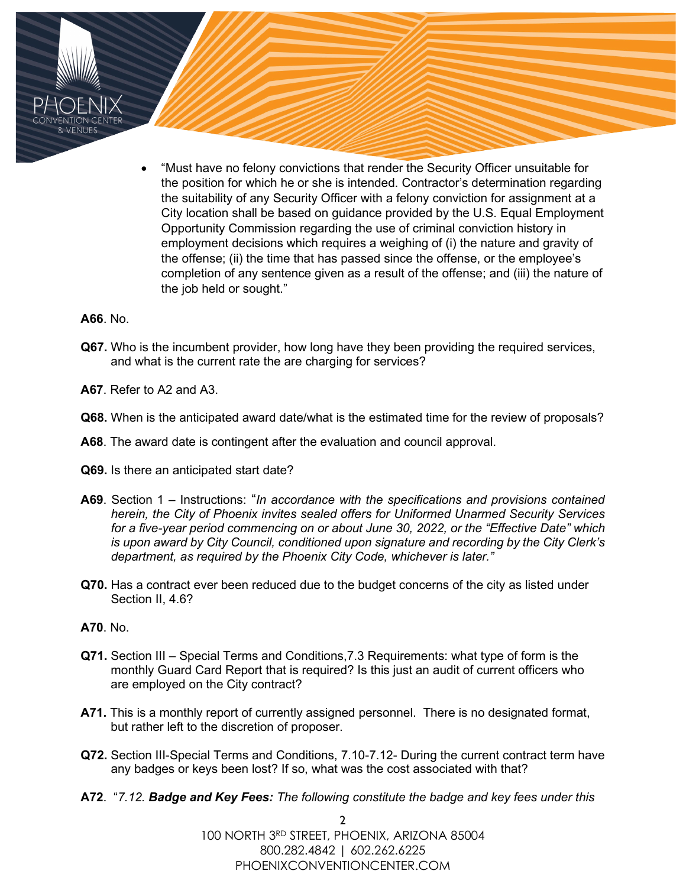- "Must have no felony convictions that render the Security Officer unsuitable for the position for which he or she is intended. Contractor's determination regarding the suitability of any Security Officer with a felony conviction for assignment at a City location shall be based on guidance provided by the U.S. Equal Employment Opportunity Commission regarding the use of criminal conviction history in employment decisions which requires a weighing of (i) the nature and gravity of the offense; (ii) the time that has passed since the offense, or the employee's completion of any sentence given as a result of the offense; and (iii) the nature of the job held or sought."

**A66**. No.

**Q67.** Who is the incumbent provider, how long have they been providing the required services, and what is the current rate the are charging for services?

**A67**. Refer to A2 and A3.

**Q68.** When is the anticipated award date/what is the estimated time for the review of proposals?

**A68**. The award date is contingent after the evaluation and council approval.

**Q69.** Is there an anticipated start date?

**A69**. Section 1 – Instructions: "*In accordance with the specifications and provisions contained herein, the City of Phoenix invites sealed offers for Uniformed Unarmed Security Services for a five-year period commencing on or about June 30, 2022, or the "Effective Date" which is upon award by City Council, conditioned upon signature and recording by the City Clerk's department, as required by the Phoenix City Code, whichever is later."*

**Q70.** Has a contract ever been reduced due to the budget concerns of the city as listed under Section II, 4.6?

**A70**. No.

**Q71.** Section III – Special Terms and Conditions,7.3 Requirements: what type of form is the monthly Guard Card Report that is required? Is this just an audit of current officers who are employed on the City contract?

**A71.** This is a monthly report of currently assigned personnel. There is no designated format, but rather left to the discretion of proposer.

**Q72.** Section III-Special Terms and Conditions, 7.10-7.12- During the current contract term have any badges or keys been lost? If so, what was the cost associated with that?

**A72**. "*7.12. **Badge and Key Fees:** The following constitute the badge and key fees under this*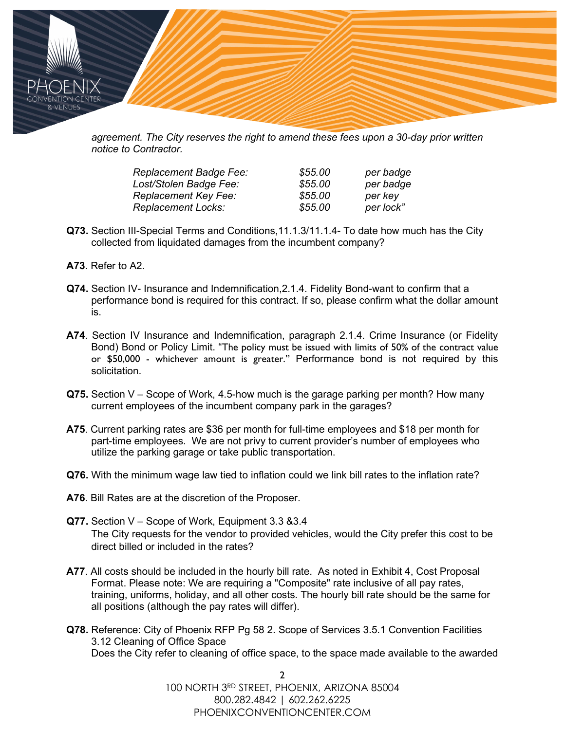*agreement. The City reserves the right to amend these fees upon a 30-day prior written notice to Contractor.*

| | | |
|---|---|---|
| *Replacement Badge Fee:* | *$55.00* | *per badge* |
| *Lost/Stolen Badge Fee:* | *$55.00* | *per badge* |
| *Replacement Key Fee:* | *$55.00* | *per key* |
| *Replacement Locks:* | *$55.00* | *per lock"* |

**Q73.** Section III-Special Terms and Conditions,11.1.3/11.1.4- To date how much has the City collected from liquidated damages from the incumbent company?

**A73**. Refer to A2.

**Q74.** Section IV- Insurance and Indemnification,2.1.4. Fidelity Bond-want to confirm that a performance bond is required for this contract. If so, please confirm what the dollar amount is.

**A74**. Section IV Insurance and Indemnification, paragraph 2.1.4. Crime Insurance (or Fidelity Bond) Bond or Policy Limit. "The policy must be issued with limits of 50% of the contract value or $50,000 - whichever amount is greater." Performance bond is not required by this solicitation.

**Q75.** Section V – Scope of Work, 4.5-how much is the garage parking per month? How many current employees of the incumbent company park in the garages?

**A75**. Current parking rates are $36 per month for full-time employees and $18 per month for part-time employees. We are not privy to current provider's number of employees who utilize the parking garage or take public transportation.

**Q76.** With the minimum wage law tied to inflation could we link bill rates to the inflation rate?

**A76**. Bill Rates are at the discretion of the Proposer.

**Q77.** Section V – Scope of Work, Equipment 3.3 &3.4
The City requests for the vendor to provided vehicles, would the City prefer this cost to be direct billed or included in the rates?

**A77**. All costs should be included in the hourly bill rate. As noted in Exhibit 4, Cost Proposal Format. Please note: We are requiring a "Composite" rate inclusive of all pay rates, training, uniforms, holiday, and all other costs. The hourly bill rate should be the same for all positions (although the pay rates will differ).

**Q78.** Reference: City of Phoenix RFP Pg 58 2. Scope of Services 3.5.1 Convention Facilities 3.12 Cleaning of Office Space
Does the City refer to cleaning of office space, to the space made available to the awarded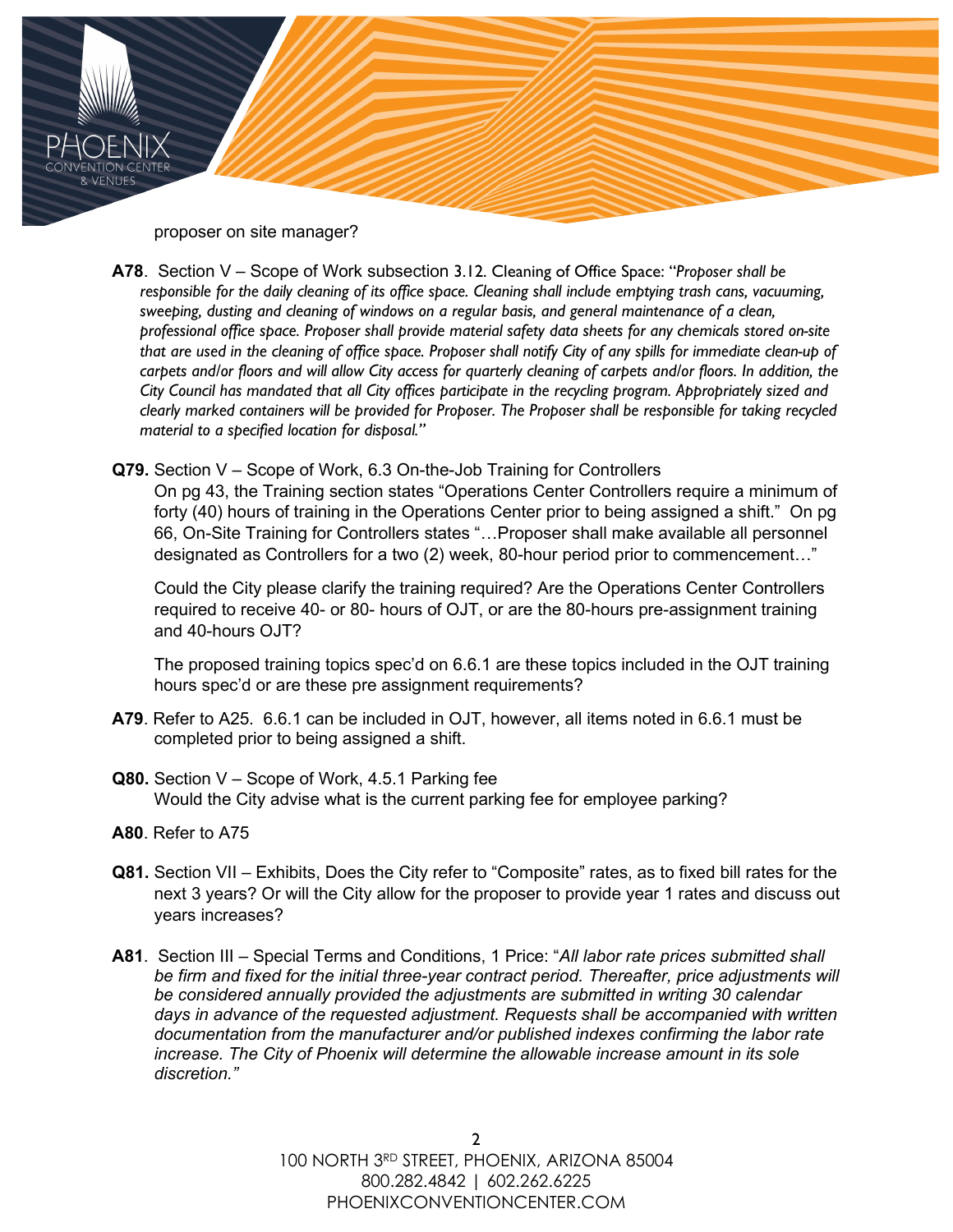proposer on site manager?

**A78**. Section V – Scope of Work subsection 3.12. Cleaning of Office Space: "*Proposer shall be responsible for the daily cleaning of its office space. Cleaning shall include emptying trash cans, vacuuming, sweeping, dusting and cleaning of windows on a regular basis, and general maintenance of a clean, professional office space. Proposer shall provide material safety data sheets for any chemicals stored on-site that are used in the cleaning of office space. Proposer shall notify City of any spills for immediate clean-up of carpets and/or floors and will allow City access for quarterly cleaning of carpets and/or floors. In addition, the City Council has mandated that all City offices participate in the recycling program. Appropriately sized and clearly marked containers will be provided for Proposer. The Proposer shall be responsible for taking recycled material to a specified location for disposal.*"

**Q79.** Section V – Scope of Work, 6.3 On-the-Job Training for Controllers
On pg 43, the Training section states "Operations Center Controllers require a minimum of forty (40) hours of training in the Operations Center prior to being assigned a shift." On pg 66, On-Site Training for Controllers states "…Proposer shall make available all personnel designated as Controllers for a two (2) week, 80-hour period prior to commencement…"

Could the City please clarify the training required? Are the Operations Center Controllers required to receive 40- or 80- hours of OJT, or are the 80-hours pre-assignment training and 40-hours OJT?

The proposed training topics spec'd on 6.6.1 are these topics included in the OJT training hours spec'd or are these pre assignment requirements?

**A79**. Refer to A25. 6.6.1 can be included in OJT, however, all items noted in 6.6.1 must be completed prior to being assigned a shift.

**Q80.** Section V – Scope of Work, 4.5.1 Parking fee
Would the City advise what is the current parking fee for employee parking?

**A80**. Refer to A75

**Q81.** Section VII – Exhibits, Does the City refer to "Composite" rates, as to fixed bill rates for the next 3 years? Or will the City allow for the proposer to provide year 1 rates and discuss out years increases?

**A81**. Section III – Special Terms and Conditions, 1 Price: "*All labor rate prices submitted shall be firm and fixed for the initial three-year contract period. Thereafter, price adjustments will be considered annually provided the adjustments are submitted in writing 30 calendar days in advance of the requested adjustment. Requests shall be accompanied with written documentation from the manufacturer and/or published indexes confirming the labor rate increase. The City of Phoenix will determine the allowable increase amount in its sole discretion.*"